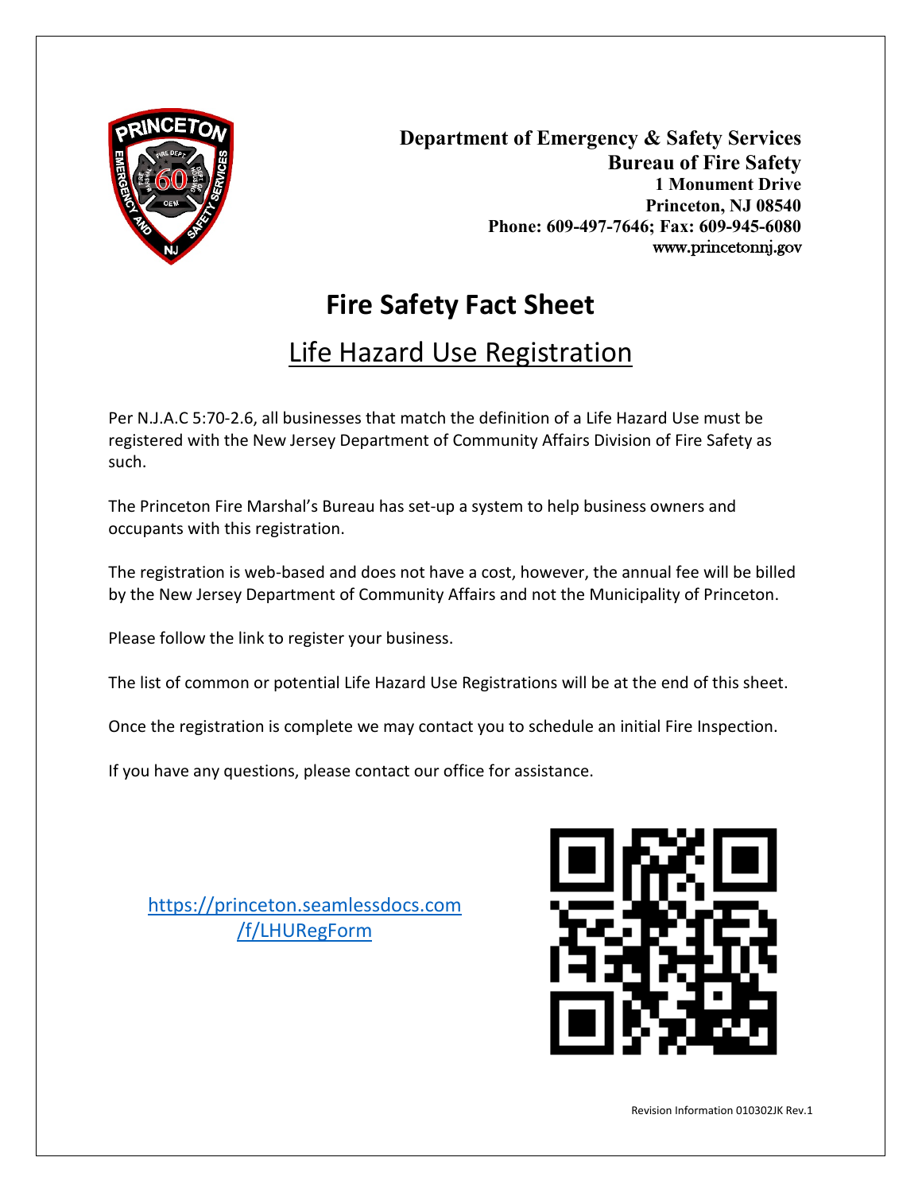**Department of Emergency & Safety Services**
**Bureau of Fire Safety**
**1 Monument Drive**
**Princeton, NJ 08540**
**Phone: 609-497-7646; Fax: 609-945-6080**
**www.princetonnj.gov**

# Fire Safety Fact Sheet

## Life Hazard Use Registration

Per N.J.A.C 5:70-2.6, all businesses that match the definition of a Life Hazard Use must be registered with the New Jersey Department of Community Affairs Division of Fire Safety as such.

The Princeton Fire Marshal's Bureau has set-up a system to help business owners and occupants with this registration.

The registration is web-based and does not have a cost, however, the annual fee will be billed by the New Jersey Department of Community Affairs and not the Municipality of Princeton.

Please follow the link to register your business.

The list of common or potential Life Hazard Use Registrations will be at the end of this sheet.

Once the registration is complete we may contact you to schedule an initial Fire Inspection.

If you have any questions, please contact our office for assistance.

https://princeton.seamlessdocs.com/f/LHURegForm

Revision Information 010302JK Rev.1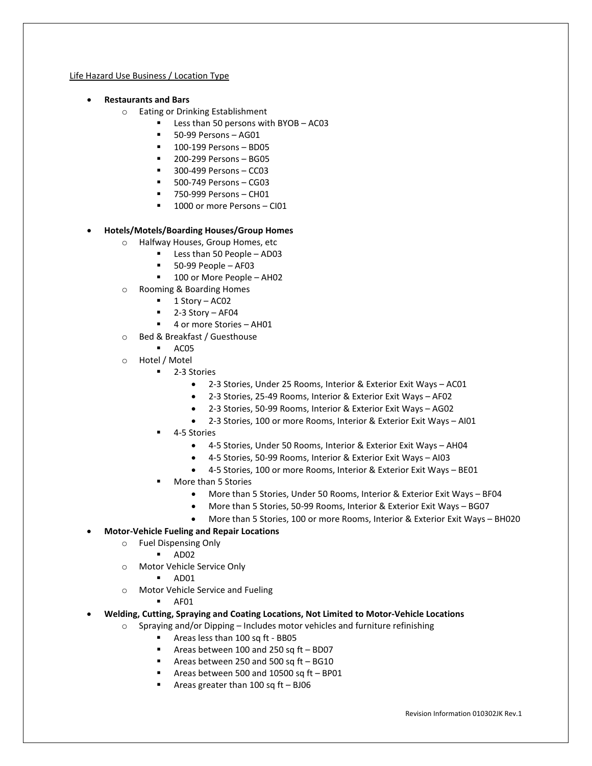<u>Life Hazard Use Business / Location Type</u>

- **Restaurants and Bars**
  - Eating or Drinking Establishment
    - Less than 50 persons with BYOB – AC03
    - 50-99 Persons – AG01
    - 100-199 Persons – BD05
    - 200-299 Persons – BG05
    - 300-499 Persons – CC03
    - 500-749 Persons – CG03
    - 750-999 Persons – CH01
    - 1000 or more Persons – CI01

- **Hotels/Motels/Boarding Houses/Group Homes**
  - Halfway Houses, Group Homes, etc
    - Less than 50 People – AD03
    - 50-99 People – AF03
    - 100 or More People – AH02
  - Rooming & Boarding Homes
    - 1 Story – AC02
    - 2-3 Story – AF04
    - 4 or more Stories – AH01
  - Bed & Breakfast / Guesthouse
    - AC05
  - Hotel / Motel
    - 2-3 Stories
      - 2-3 Stories, Under 25 Rooms, Interior & Exterior Exit Ways – AC01
      - 2-3 Stories, 25-49 Rooms, Interior & Exterior Exit Ways – AF02
      - 2-3 Stories, 50-99 Rooms, Interior & Exterior Exit Ways – AG02
      - 2-3 Stories, 100 or more Rooms, Interior & Exterior Exit Ways – AI01
    - 4-5 Stories
      - 4-5 Stories, Under 50 Rooms, Interior & Exterior Exit Ways – AH04
      - 4-5 Stories, 50-99 Rooms, Interior & Exterior Exit Ways – AI03
      - 4-5 Stories, 100 or more Rooms, Interior & Exterior Exit Ways – BE01
    - More than 5 Stories
      - More than 5 Stories, Under 50 Rooms, Interior & Exterior Exit Ways – BF04
      - More than 5 Stories, 50-99 Rooms, Interior & Exterior Exit Ways – BG07
      - More than 5 Stories, 100 or more Rooms, Interior & Exterior Exit Ways – BH020
- **Motor-Vehicle Fueling and Repair Locations**
  - Fuel Dispensing Only
    - AD02
  - Motor Vehicle Service Only
    - AD01
  - Motor Vehicle Service and Fueling
    - AF01
- **Welding, Cutting, Spraying and Coating Locations, Not Limited to Motor-Vehicle Locations**
  - Spraying and/or Dipping – Includes motor vehicles and furniture refinishing
    - Areas less than 100 sq ft - BB05
    - Areas between 100 and 250 sq ft – BD07
    - Areas between 250 and 500 sq ft – BG10
    - Areas between 500 and 10500 sq ft – BP01
    - Areas greater than 100 sq ft – BJ06

Revision Information 010302JK Rev.1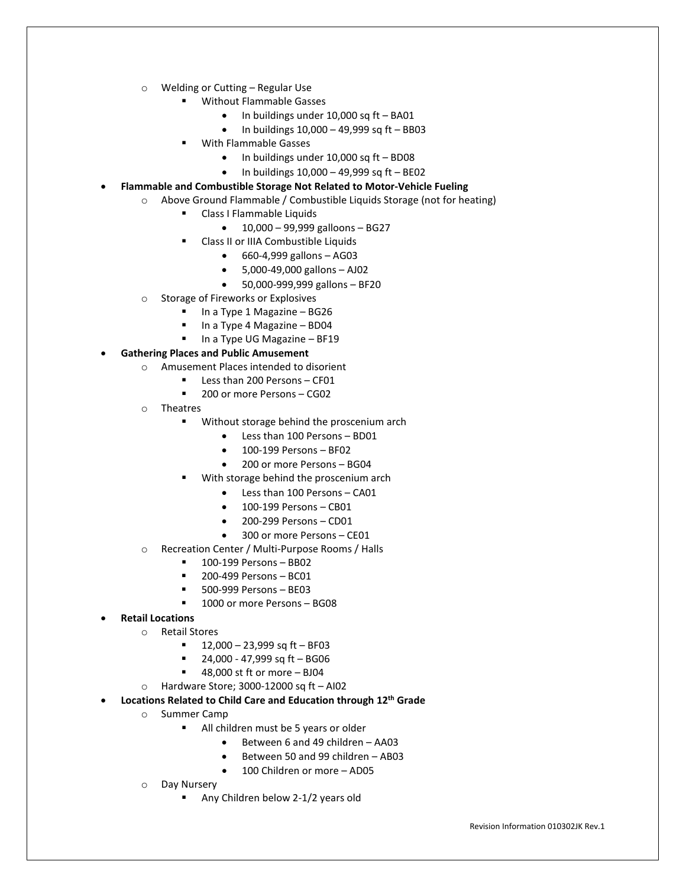- Welding or Cutting – Regular Use
  - Without Flammable Gasses
    - In buildings under 10,000 sq ft – BA01
    - In buildings 10,000 – 49,999 sq ft – BB03
  - With Flammable Gasses
    - In buildings under 10,000 sq ft – BD08
    - In buildings 10,000 – 49,999 sq ft – BE02

- **Flammable and Combustible Storage Not Related to Motor-Vehicle Fueling**
  - Above Ground Flammable / Combustible Liquids Storage (not for heating)
    - Class I Flammable Liquids
      - 10,000 – 99,999 galloons – BG27
    - Class II or IIIA Combustible Liquids
      - 660-4,999 gallons – AG03
      - 5,000-49,000 gallons – AJ02
      - 50,000-999,999 gallons – BF20
  - Storage of Fireworks or Explosives
    - In a Type 1 Magazine – BG26
    - In a Type 4 Magazine – BD04
    - In a Type UG Magazine – BF19
- **Gathering Places and Public Amusement**
  - Amusement Places intended to disorient
    - Less than 200 Persons – CF01
    - 200 or more Persons – CG02
  - Theatres
    - Without storage behind the proscenium arch
      - Less than 100 Persons – BD01
      - 100-199 Persons – BF02
      - 200 or more Persons – BG04
    - With storage behind the proscenium arch
      - Less than 100 Persons – CA01
      - 100-199 Persons – CB01
      - 200-299 Persons – CD01
      - 300 or more Persons – CE01
  - Recreation Center / Multi-Purpose Rooms / Halls
    - 100-199 Persons – BB02
    - 200-499 Persons – BC01
    - 500-999 Persons – BE03
    - 1000 or more Persons – BG08
- **Retail Locations**
  - Retail Stores
    - 12,000 – 23,999 sq ft – BF03
    - 24,000 - 47,999 sq ft – BG06
    - 48,000 st ft or more – BJ04
  - Hardware Store; 3000-12000 sq ft – AI02
- **Locations Related to Child Care and Education through 12th Grade**
  - Summer Camp
    - All children must be 5 years or older
      - Between 6 and 49 children – AA03
      - Between 50 and 99 children – AB03
      - 100 Children or more – AD05
  - Day Nursery
    - Any Children below 2-1/2 years old

Revision Information 010302JK Rev.1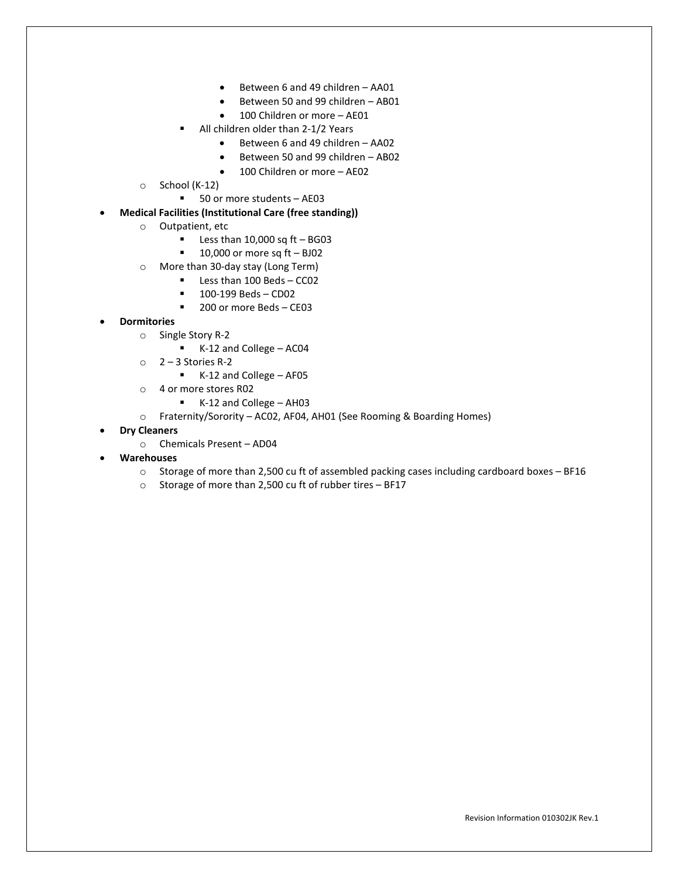- Between 6 and 49 children – AA01
            - Between 50 and 99 children – AB01
            - 100 Children or more – AE01
        - All children older than 2-1/2 Years
            - Between 6 and 49 children – AA02
            - Between 50 and 99 children – AB02
            - 100 Children or more – AE02
    - School (K-12)
        - 50 or more students – AE03
- **Medical Facilities (Institutional Care (free standing))**
    - Outpatient, etc
        - Less than 10,000 sq ft – BG03
        - 10,000 or more sq ft – BJ02
    - More than 30-day stay (Long Term)
        - Less than 100 Beds – CC02
        - 100-199 Beds – CD02
        - 200 or more Beds – CE03
- **Dormitories**
    - Single Story R-2
        - K-12 and College – AC04
    - 2 – 3 Stories R-2
        - K-12 and College – AF05
    - 4 or more stores R02
        - K-12 and College – AH03
    - Fraternity/Sorority – AC02, AF04, AH01 (See Rooming & Boarding Homes)
- **Dry Cleaners**
    - Chemicals Present – AD04
- **Warehouses**
    - Storage of more than 2,500 cu ft of assembled packing cases including cardboard boxes – BF16
    - Storage of more than 2,500 cu ft of rubber tires – BF17

Revision Information 010302JK Rev.1